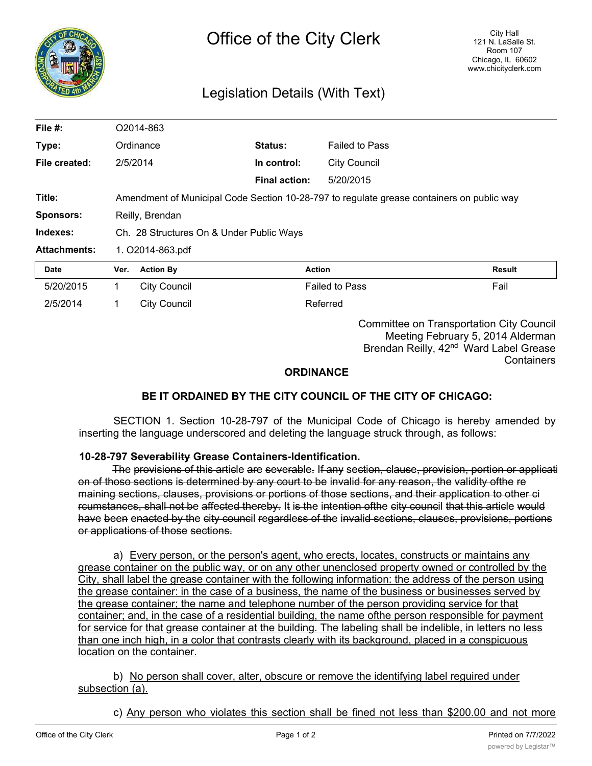# Office of the City Clerk

City Hall
121 N. LaSalle St.
Room 107
Chicago, IL 60602
www.chicityclerk.com

## Legislation Details (With Text)

| | | | |
|---|---|---|---|
| **File #:** | O2014-863 | | |
| **Type:** | Ordinance | **Status:** | Failed to Pass |
| **File created:** | 2/5/2014 | **In control:** | City Council |
| | | **Final action:** | 5/20/2015 |
| **Title:** | Amendment of Municipal Code Section 10-28-797 to regulate grease containers on public way | | |
| **Sponsors:** | Reilly, Brendan | | |
| **Indexes:** | Ch. 28 Structures On & Under Public Ways | | |
| **Attachments:** | 1. O2014-863.pdf | | |

| Date | Ver. | Action By | Action | Result |
|---|---|---|---|---|
| 5/20/2015 | 1 | City Council | Failed to Pass | Fail |
| 2/5/2014 | 1 | City Council | Referred | |

Committee on Transportation City Council Meeting February 5, 2014 Alderman Brendan Reilly, 42nd Ward Label Grease Containers

**ORDINANCE**

**BE IT ORDAINED BY THE CITY COUNCIL OF THE CITY OF CHICAGO:**

SECTION 1. Section 10-28-797 of the Municipal Code of Chicago is hereby amended by inserting the language underscored and deleting the language struck through, as follows:

**10-28-797 ~~Severability~~ Grease Containers-Identification.**

~~The provisions of this article are severable. If any section, clause, provision, portion or application of those sections is determined by any court to be invalid for any reason, the validity ofthe remaining sections, clauses, provisions or portions of those sections, and their application to other circumstances, shall not be affected thereby. It is the intention ofthe city council that this article would have been enacted by the city council regardless of the invalid sections, clauses, provisions, portions or applications of those sections.~~

a) <u>Every person, or the person's agent, who erects, locates, constructs or maintains any grease container on the public way, or on any other unenclosed property owned or controlled by the City, shall label the grease container with the following information: the address of the person using the grease container: in the case of a business, the name of the business or businesses served by the grease container; the name and telephone number of the person providing service for that container; and, in the case of a residential building, the name ofthe person responsible for payment for service for that grease container at the building. The labeling shall be indelible, in letters no less than one inch high, in a color that contrasts clearly with its background, placed in a conspicuous location on the container.</u>

b) <u>No person shall cover, alter, obscure or remove the identifying label reguired under subsection (a).</u>

c) <u>Any person who violates this section shall be fined not less than $200.00 and not more</u>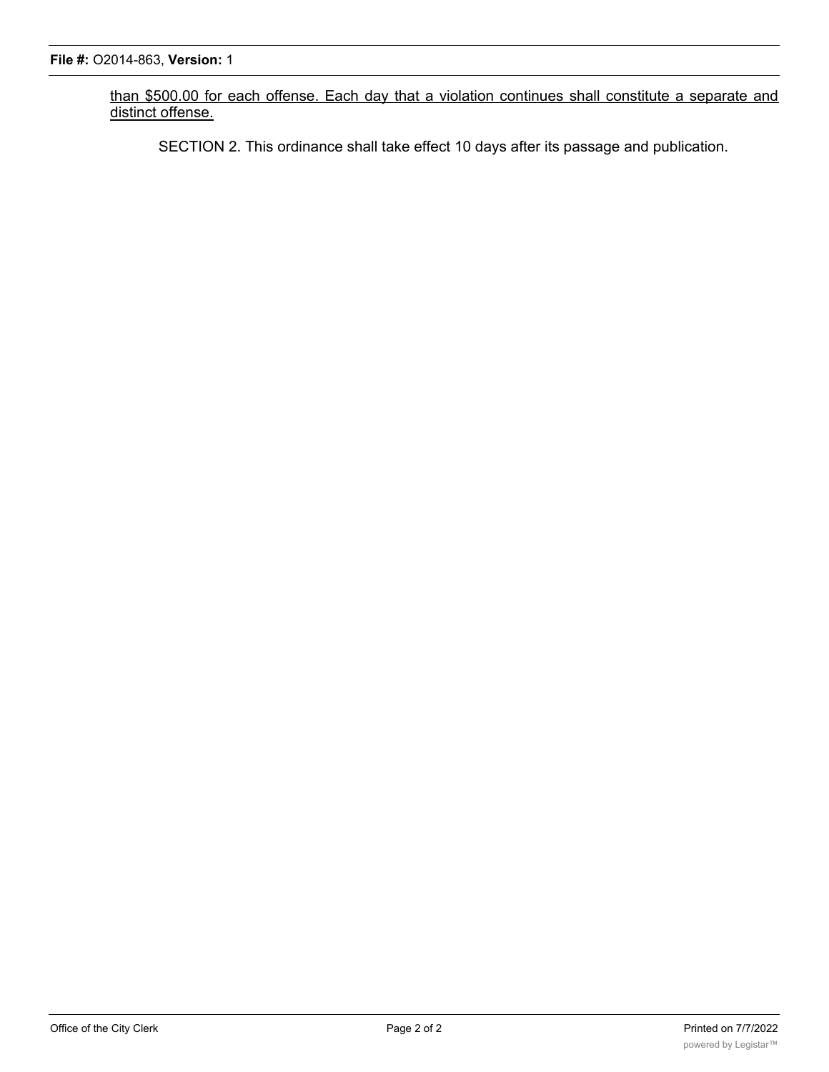than $500.00 for each offense. Each day that a violation continues shall constitute a separate and distinct offense.

SECTION 2. This ordinance shall take effect 10 days after its passage and publication.